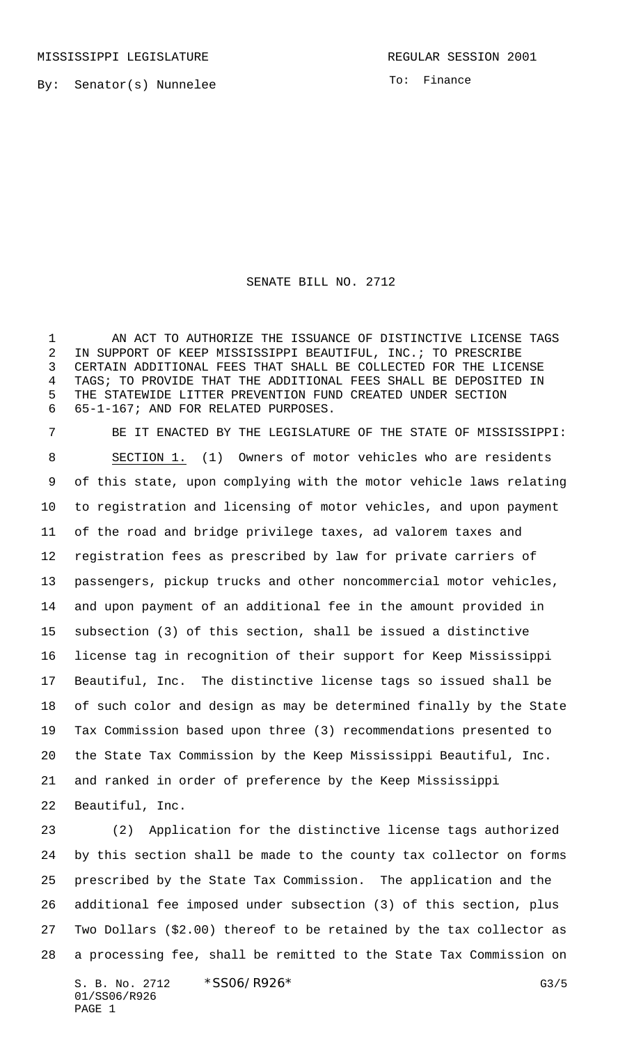MISSISSIPPI LEGISLATURE REGULAR SESSION 2001

By: Senator(s) Nunnelee

To: Finance

# SENATE BILL NO. 2712

AN ACT TO AUTHORIZE THE ISSUANCE OF DISTINCTIVE LICENSE TAGS IN SUPPORT OF KEEP MISSISSIPPI BEAUTIFUL, INC.; TO PRESCRIBE CERTAIN ADDITIONAL FEES THAT SHALL BE COLLECTED FOR THE LICENSE TAGS; TO PROVIDE THAT THE ADDITIONAL FEES SHALL BE DEPOSITED IN THE STATEWIDE LITTER PREVENTION FUND CREATED UNDER SECTION 65-1-167; AND FOR RELATED PURPOSES.

BE IT ENACTED BY THE LEGISLATURE OF THE STATE OF MISSISSIPPI:

SECTION 1. (1) Owners of motor vehicles who are residents of this state, upon complying with the motor vehicle laws relating to registration and licensing of motor vehicles, and upon payment of the road and bridge privilege taxes, ad valorem taxes and registration fees as prescribed by law for private carriers of passengers, pickup trucks and other noncommercial motor vehicles, and upon payment of an additional fee in the amount provided in subsection (3) of this section, shall be issued a distinctive license tag in recognition of their support for Keep Mississippi Beautiful, Inc. The distinctive license tags so issued shall be of such color and design as may be determined finally by the State Tax Commission based upon three (3) recommendations presented to the State Tax Commission by the Keep Mississippi Beautiful, Inc. and ranked in order of preference by the Keep Mississippi Beautiful, Inc.

(2) Application for the distinctive license tags authorized by this section shall be made to the county tax collector on forms prescribed by the State Tax Commission. The application and the additional fee imposed under subsection (3) of this section, plus Two Dollars ($2.00) thereof to be retained by the tax collector as a processing fee, shall be remitted to the State Tax Commission on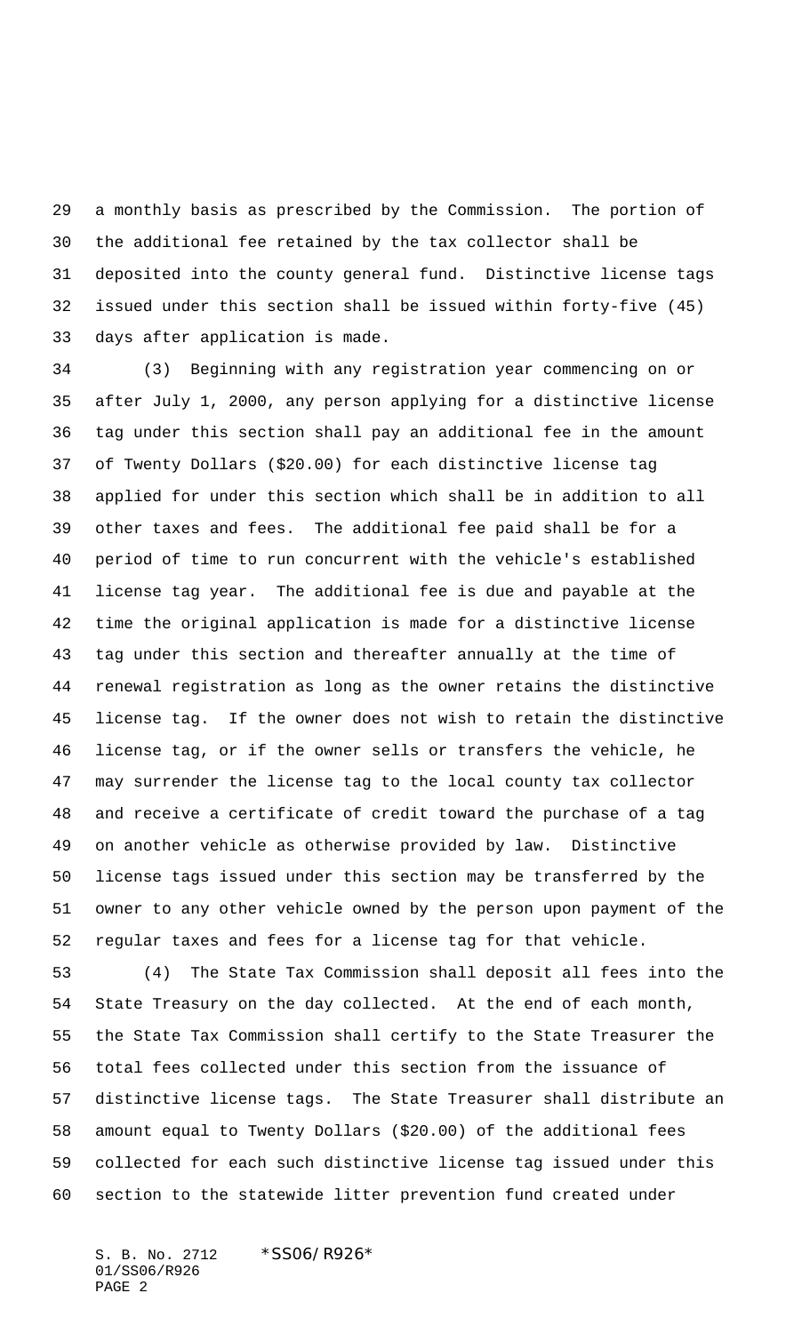a monthly basis as prescribed by the Commission. The portion of the additional fee retained by the tax collector shall be deposited into the county general fund. Distinctive license tags issued under this section shall be issued within forty-five (45) days after application is made.

(3) Beginning with any registration year commencing on or after July 1, 2000, any person applying for a distinctive license tag under this section shall pay an additional fee in the amount of Twenty Dollars ($20.00) for each distinctive license tag applied for under this section which shall be in addition to all other taxes and fees. The additional fee paid shall be for a period of time to run concurrent with the vehicle's established license tag year. The additional fee is due and payable at the time the original application is made for a distinctive license tag under this section and thereafter annually at the time of renewal registration as long as the owner retains the distinctive license tag. If the owner does not wish to retain the distinctive license tag, or if the owner sells or transfers the vehicle, he may surrender the license tag to the local county tax collector and receive a certificate of credit toward the purchase of a tag on another vehicle as otherwise provided by law. Distinctive license tags issued under this section may be transferred by the owner to any other vehicle owned by the person upon payment of the regular taxes and fees for a license tag for that vehicle.

(4) The State Tax Commission shall deposit all fees into the State Treasury on the day collected. At the end of each month, the State Tax Commission shall certify to the State Treasurer the total fees collected under this section from the issuance of distinctive license tags. The State Treasurer shall distribute an amount equal to Twenty Dollars ($20.00) of the additional fees collected for each such distinctive license tag issued under this section to the statewide litter prevention fund created under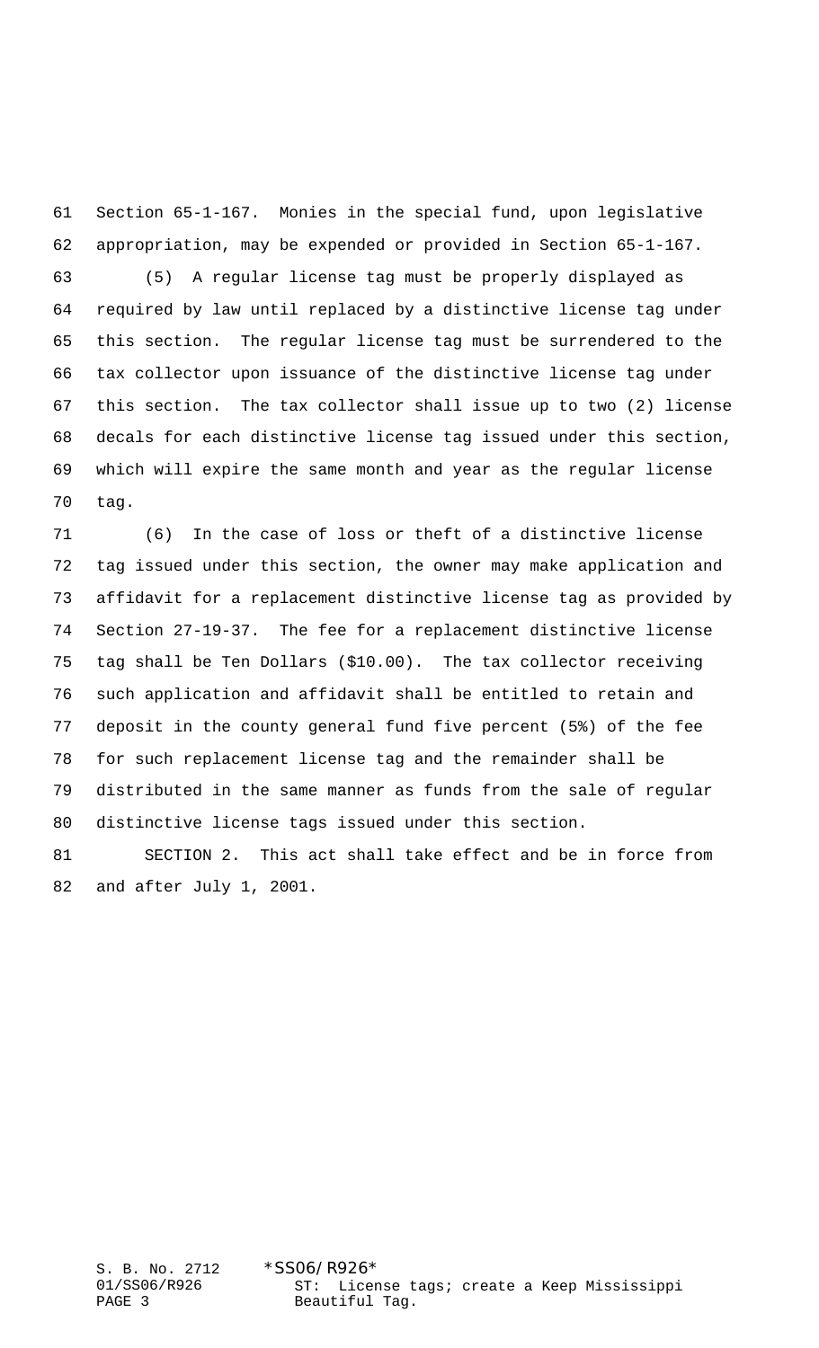Section 65-1-167. Monies in the special fund, upon legislative appropriation, may be expended or provided in Section 65-1-167.

(5) A regular license tag must be properly displayed as required by law until replaced by a distinctive license tag under this section. The regular license tag must be surrendered to the tax collector upon issuance of the distinctive license tag under this section. The tax collector shall issue up to two (2) license decals for each distinctive license tag issued under this section, which will expire the same month and year as the regular license tag.

(6) In the case of loss or theft of a distinctive license tag issued under this section, the owner may make application and affidavit for a replacement distinctive license tag as provided by Section 27-19-37. The fee for a replacement distinctive license tag shall be Ten Dollars ($10.00). The tax collector receiving such application and affidavit shall be entitled to retain and deposit in the county general fund five percent (5%) of the fee for such replacement license tag and the remainder shall be distributed in the same manner as funds from the sale of regular distinctive license tags issued under this section.

SECTION 2. This act shall take effect and be in force from and after July 1, 2001.